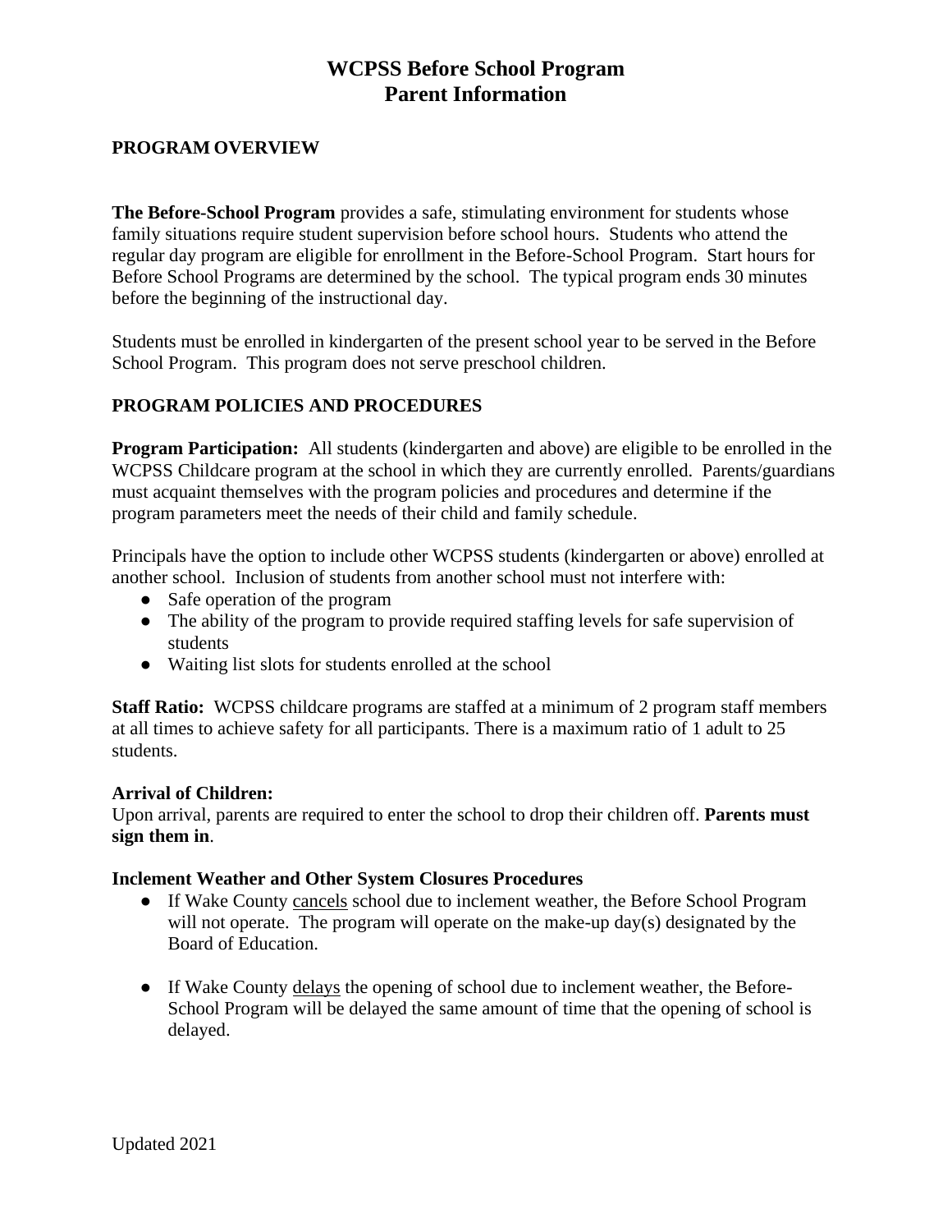# WCPSS Before School Program
# Parent Information

## PROGRAM OVERVIEW

**The Before-School Program** provides a safe, stimulating environment for students whose family situations require student supervision before school hours. Students who attend the regular day program are eligible for enrollment in the Before-School Program. Start hours for Before School Programs are determined by the school. The typical program ends 30 minutes before the beginning of the instructional day.

Students must be enrolled in kindergarten of the present school year to be served in the Before School Program. This program does not serve preschool children.

## PROGRAM POLICIES AND PROCEDURES

**Program Participation:** All students (kindergarten and above) are eligible to be enrolled in the WCPSS Childcare program at the school in which they are currently enrolled. Parents/guardians must acquaint themselves with the program policies and procedures and determine if the program parameters meet the needs of their child and family schedule.

Principals have the option to include other WCPSS students (kindergarten or above) enrolled at another school. Inclusion of students from another school must not interfere with:

- Safe operation of the program
- The ability of the program to provide required staffing levels for safe supervision of students
- Waiting list slots for students enrolled at the school

**Staff Ratio:** WCPSS childcare programs are staffed at a minimum of 2 program staff members at all times to achieve safety for all participants. There is a maximum ratio of 1 adult to 25 students.

**Arrival of Children:**
Upon arrival, parents are required to enter the school to drop their children off. **Parents must sign them in**.

**Inclement Weather and Other System Closures Procedures**

- If Wake County cancels school due to inclement weather, the Before School Program will not operate. The program will operate on the make-up day(s) designated by the Board of Education.

- If Wake County delays the opening of school due to inclement weather, the Before-School Program will be delayed the same amount of time that the opening of school is delayed.

Updated 2021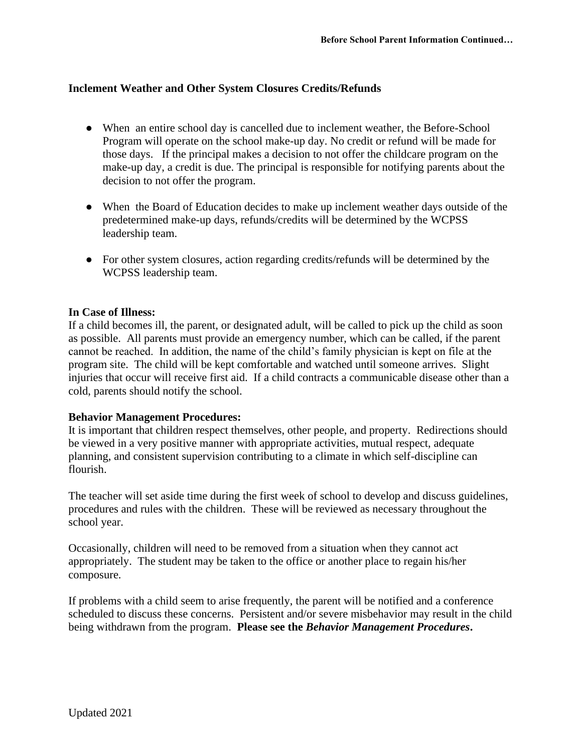### Inclement Weather and Other System Closures Credits/Refunds

- When an entire school day is cancelled due to inclement weather, the Before-School Program will operate on the school make-up day. No credit or refund will be made for those days. If the principal makes a decision to not offer the childcare program on the make-up day, a credit is due. The principal is responsible for notifying parents about the decision to not offer the program.

- When the Board of Education decides to make up inclement weather days outside of the predetermined make-up days, refunds/credits will be determined by the WCPSS leadership team.

- For other system closures, action regarding credits/refunds will be determined by the WCPSS leadership team.

**In Case of Illness:**
If a child becomes ill, the parent, or designated adult, will be called to pick up the child as soon as possible. All parents must provide an emergency number, which can be called, if the parent cannot be reached. In addition, the name of the child's family physician is kept on file at the program site. The child will be kept comfortable and watched until someone arrives. Slight injuries that occur will receive first aid. If a child contracts a communicable disease other than a cold, parents should notify the school.

**Behavior Management Procedures:**
It is important that children respect themselves, other people, and property. Redirections should be viewed in a very positive manner with appropriate activities, mutual respect, adequate planning, and consistent supervision contributing to a climate in which self-discipline can flourish.

The teacher will set aside time during the first week of school to develop and discuss guidelines, procedures and rules with the children. These will be reviewed as necessary throughout the school year.

Occasionally, children will need to be removed from a situation when they cannot act appropriately. The student may be taken to the office or another place to regain his/her composure.

If problems with a child seem to arise frequently, the parent will be notified and a conference scheduled to discuss these concerns. Persistent and/or severe misbehavior may result in the child being withdrawn from the program. **Please see the *Behavior Management Procedures*.**

Updated 2021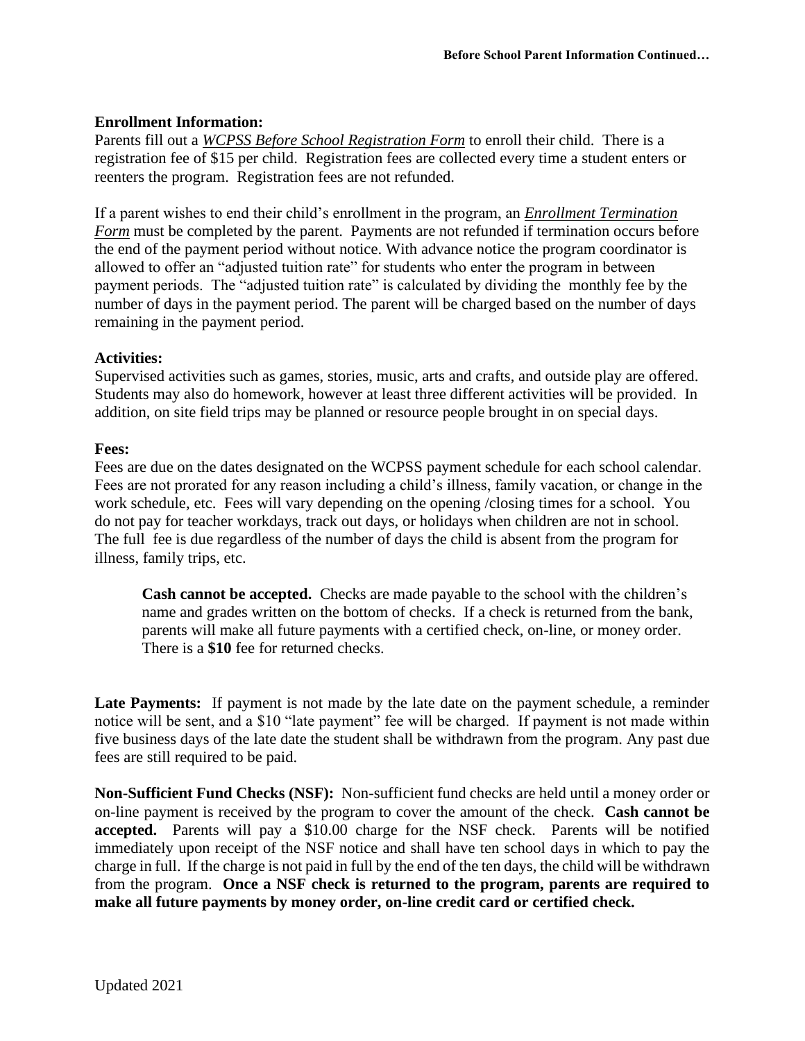**Enrollment Information:**
Parents fill out a ***WCPSS Before School Registration Form*** to enroll their child. There is a registration fee of $15 per child. Registration fees are collected every time a student enters or reenters the program. Registration fees are not refunded.

If a parent wishes to end their child's enrollment in the program, an ***Enrollment Termination Form*** must be completed by the parent. Payments are not refunded if termination occurs before the end of the payment period without notice. With advance notice the program coordinator is allowed to offer an "adjusted tuition rate" for students who enter the program in between payment periods. The "adjusted tuition rate" is calculated by dividing the monthly fee by the number of days in the payment period. The parent will be charged based on the number of days remaining in the payment period.

**Activities:**
Supervised activities such as games, stories, music, arts and crafts, and outside play are offered. Students may also do homework, however at least three different activities will be provided. In addition, on site field trips may be planned or resource people brought in on special days.

**Fees:**
Fees are due on the dates designated on the WCPSS payment schedule for each school calendar. Fees are not prorated for any reason including a child's illness, family vacation, or change in the work schedule, etc. Fees will vary depending on the opening /closing times for a school. You do not pay for teacher workdays, track out days, or holidays when children are not in school. The full fee is due regardless of the number of days the child is absent from the program for illness, family trips, etc.

> **Cash cannot be accepted.** Checks are made payable to the school with the children's name and grades written on the bottom of checks. If a check is returned from the bank, parents will make all future payments with a certified check, on-line, or money order. There is a **$10** fee for returned checks.

**Late Payments:** If payment is not made by the late date on the payment schedule, a reminder notice will be sent, and a $10 "late payment" fee will be charged. If payment is not made within five business days of the late date the student shall be withdrawn from the program. Any past due fees are still required to be paid.

**Non-Sufficient Fund Checks (NSF):** Non-sufficient fund checks are held until a money order or on-line payment is received by the program to cover the amount of the check. **Cash cannot be accepted.** Parents will pay a $10.00 charge for the NSF check. Parents will be notified immediately upon receipt of the NSF notice and shall have ten school days in which to pay the charge in full. If the charge is not paid in full by the end of the ten days, the child will be withdrawn from the program. **Once a NSF check is returned to the program, parents are required to make all future payments by money order, on-line credit card or certified check.**